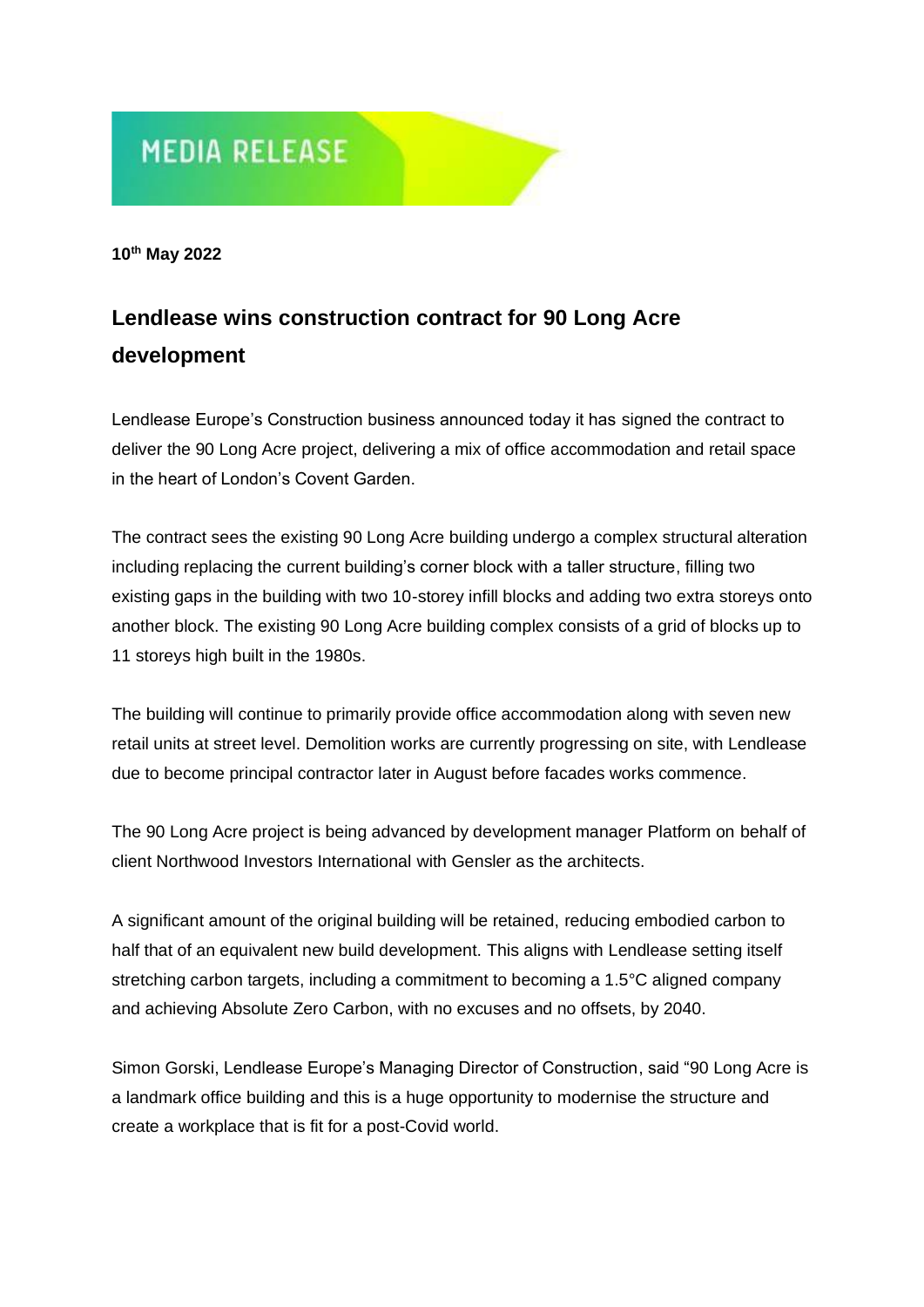MEDIA RELEASE

**10th May 2022**

# Lendlease wins construction contract for 90 Long Acre development

Lendlease Europe's Construction business announced today it has signed the contract to deliver the 90 Long Acre project, delivering a mix of office accommodation and retail space in the heart of London's Covent Garden.

The contract sees the existing 90 Long Acre building undergo a complex structural alteration including replacing the current building's corner block with a taller structure, filling two existing gaps in the building with two 10-storey infill blocks and adding two extra storeys onto another block. The existing 90 Long Acre building complex consists of a grid of blocks up to 11 storeys high built in the 1980s.

The building will continue to primarily provide office accommodation along with seven new retail units at street level. Demolition works are currently progressing on site, with Lendlease due to become principal contractor later in August before facades works commence.

The 90 Long Acre project is being advanced by development manager Platform on behalf of client Northwood Investors International with Gensler as the architects.

A significant amount of the original building will be retained, reducing embodied carbon to half that of an equivalent new build development. This aligns with Lendlease setting itself stretching carbon targets, including a commitment to becoming a 1.5°C aligned company and achieving Absolute Zero Carbon, with no excuses and no offsets, by 2040.

Simon Gorski, Lendlease Europe's Managing Director of Construction, said "90 Long Acre is a landmark office building and this is a huge opportunity to modernise the structure and create a workplace that is fit for a post-Covid world.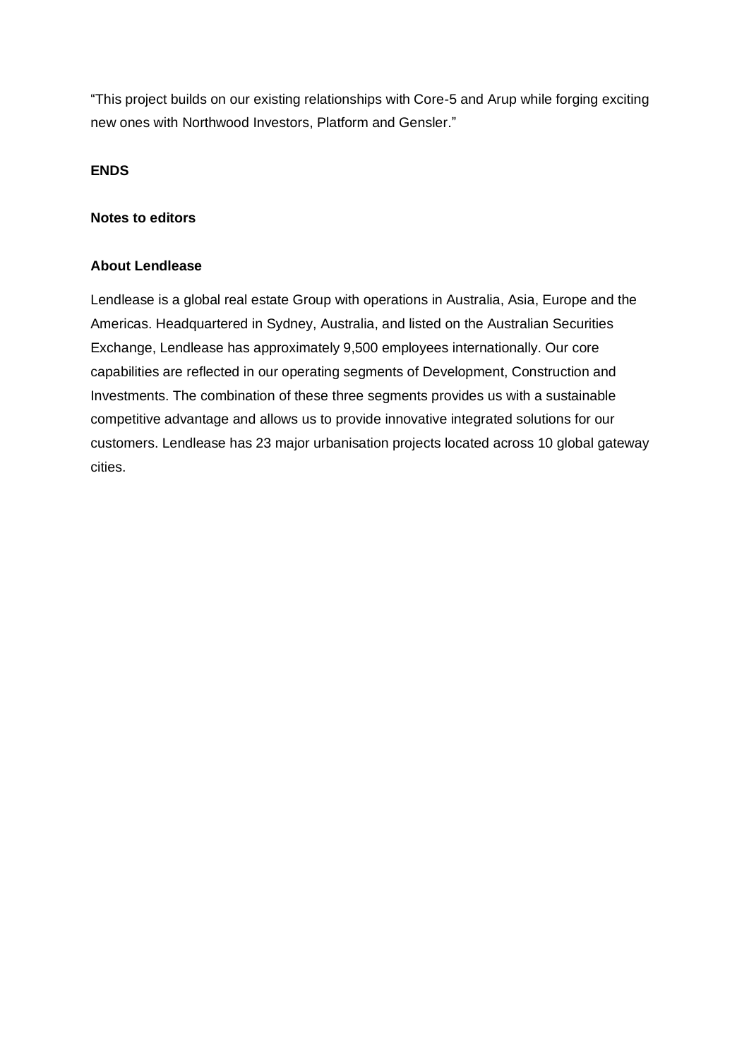"This project builds on our existing relationships with Core-5 and Arup while forging exciting new ones with Northwood Investors, Platform and Gensler."

**ENDS**

**Notes to editors**

**About Lendlease**

Lendlease is a global real estate Group with operations in Australia, Asia, Europe and the Americas. Headquartered in Sydney, Australia, and listed on the Australian Securities Exchange, Lendlease has approximately 9,500 employees internationally. Our core capabilities are reflected in our operating segments of Development, Construction and Investments. The combination of these three segments provides us with a sustainable competitive advantage and allows us to provide innovative integrated solutions for our customers. Lendlease has 23 major urbanisation projects located across 10 global gateway cities.